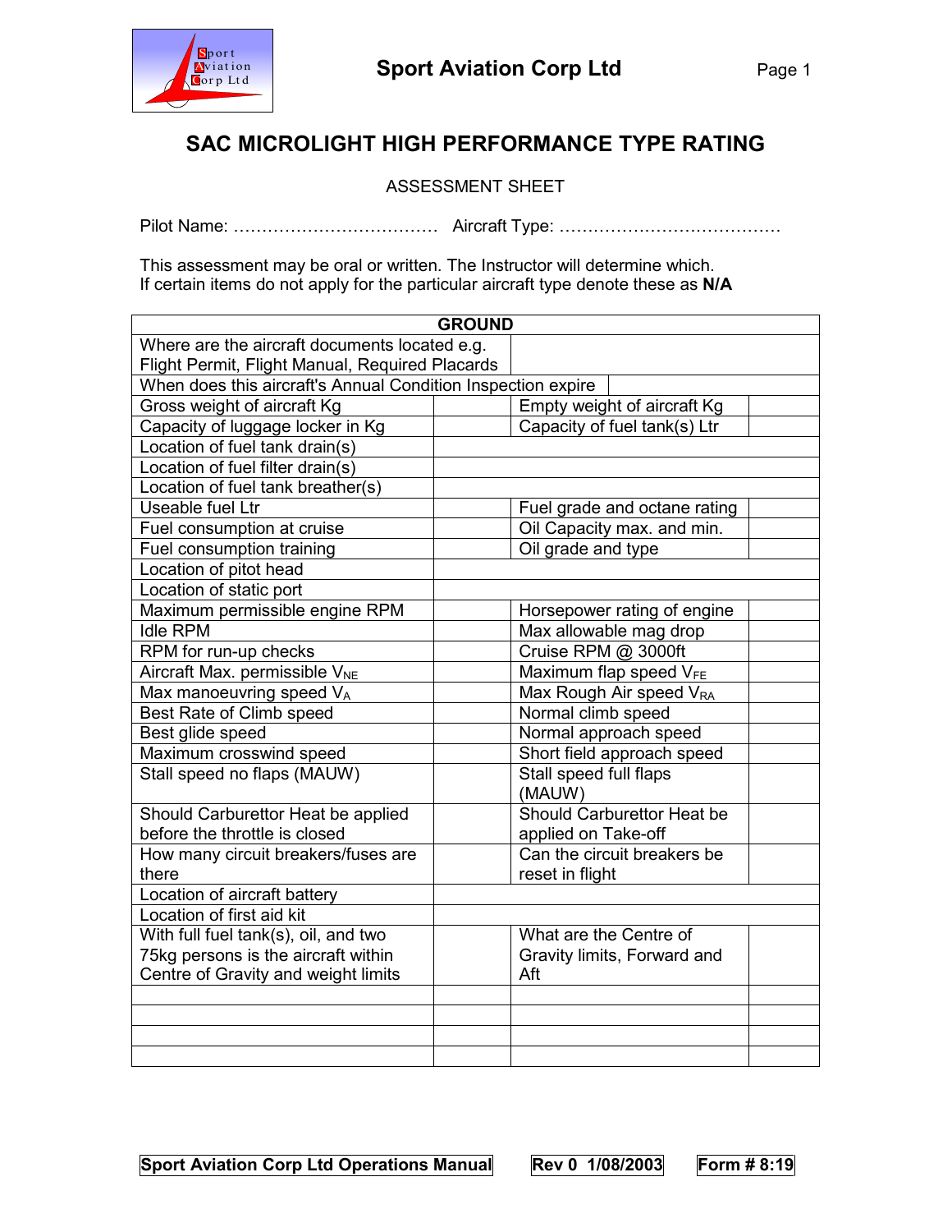# SAC MICROLIGHT HIGH PERFORMANCE TYPE RATING

ASSESSMENT SHEET

Pilot Name: ……………………………… Aircraft Type: …………………………………

This assessment may be oral or written. The Instructor will determine which.
If certain items do not apply for the particular aircraft type denote these as **N/A**

| **GROUND** | | | |
|---|---|---|---|
| Where are the aircraft documents located e.g. Flight Permit, Flight Manual, Required Placards | | | |
| When does this aircraft's Annual Condition Inspection expire | | | |
| Gross weight of aircraft Kg | | Empty weight of aircraft Kg | |
| Capacity of luggage locker in Kg | | Capacity of fuel tank(s) Ltr | |
| Location of fuel tank drain(s) | | | |
| Location of fuel filter drain(s) | | | |
| Location of fuel tank breather(s) | | | |
| Useable fuel Ltr | | Fuel grade and octane rating | |
| Fuel consumption at cruise | | Oil Capacity max. and min. | |
| Fuel consumption training | | Oil grade and type | |
| Location of pitot head | | | |
| Location of static port | | | |
| Maximum permissible engine RPM | | Horsepower rating of engine | |
| Idle RPM | | Max allowable mag drop | |
| RPM for run-up checks | | Cruise RPM @ 3000ft | |
| Aircraft Max. permissible $V_{NE}$ | | Maximum flap speed $V_{FE}$ | |
| Max manoeuvring speed $V_A$ | | Max Rough Air speed $V_{RA}$ | |
| Best Rate of Climb speed | | Normal climb speed | |
| Best glide speed | | Normal approach speed | |
| Maximum crosswind speed | | Short field approach speed | |
| Stall speed no flaps (MAUW) | | Stall speed full flaps (MAUW) | |
| Should Carburettor Heat be applied before the throttle is closed | | Should Carburettor Heat be applied on Take-off | |
| How many circuit breakers/fuses are there | | Can the circuit breakers be reset in flight | |
| Location of aircraft battery | | | |
| Location of first aid kit | | | |
| With full fuel tank(s), oil, and two 75kg persons is the aircraft within Centre of Gravity and weight limits | | What are the Centre of Gravity limits, Forward and Aft | |
| | | | |
| | | | |
| | | | |
| | | | |

Sport Aviation Corp Ltd Operations Manual | Rev 0 1/08/2003 | Form # 8:19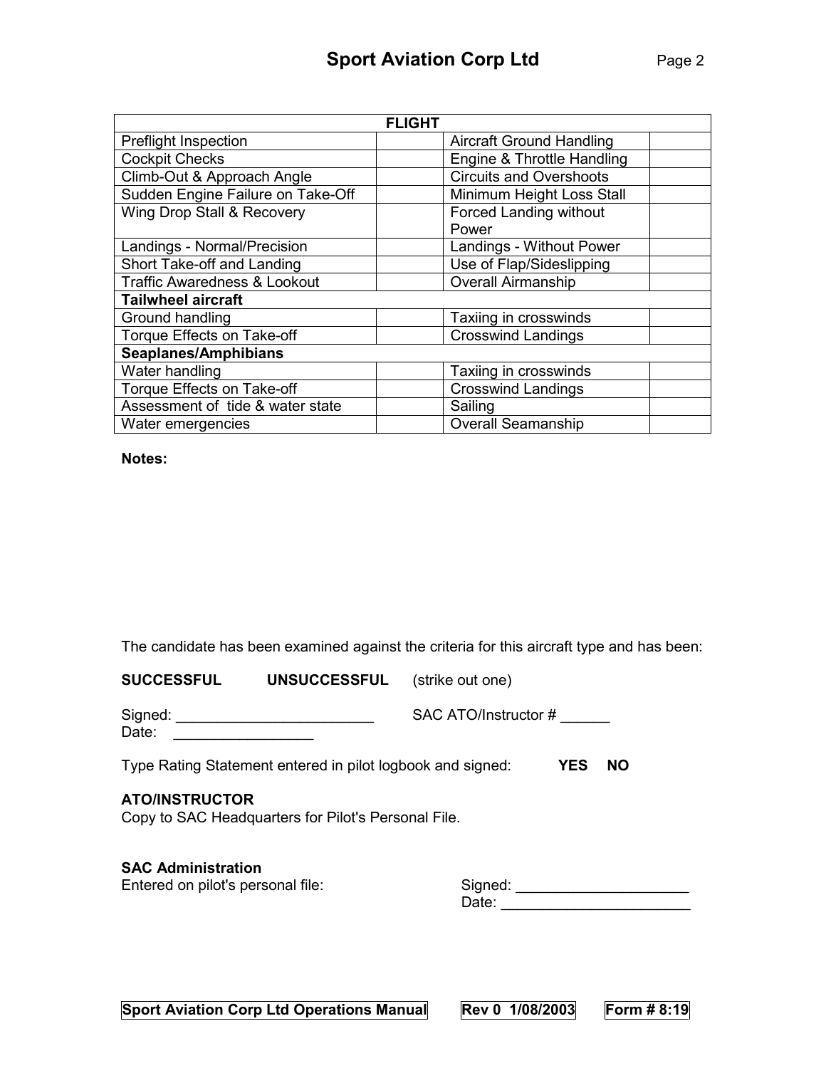| FLIGHT | | | |
|---|---|---|---|
| Preflight Inspection | | Aircraft Ground Handling | |
| Cockpit Checks | | Engine & Throttle Handling | |
| Climb-Out & Approach Angle | | Circuits and Overshoots | |
| Sudden Engine Failure on Take-Off | | Minimum Height Loss Stall | |
| Wing Drop Stall & Recovery | | Forced Landing without Power | |
| Landings - Normal/Precision | | Landings - Without Power | |
| Short Take-off and Landing | | Use of Flap/Sideslipping | |
| Traffic Awareness & Lookout | | Overall Airmanship | |
| **Tailwheel aircraft** | | | |
| Ground handling | | Taxiing in crosswinds | |
| Torque Effects on Take-off | | Crosswind Landings | |
| **Seaplanes/Amphibians** | | | |
| Water handling | | Taxiing in crosswinds | |
| Torque Effects on Take-off | | Crosswind Landings | |
| Assessment of tide & water state | | Sailing | |
| Water emergencies | | Overall Seamanship | |

**Notes:**

The candidate has been examined against the criteria for this aircraft type and has been:

**SUCCESSFUL** **UNSUCCESSFUL** (strike out one)

Signed: ________________________ SAC ATO/Instructor # ______

Date: _________________

Type Rating Statement entered in pilot logbook and signed: **YES** **NO**

**ATO/INSTRUCTOR**

Copy to SAC Headquarters for Pilot's Personal File.

**SAC Administration**

Entered on pilot's personal file: Signed: ____________________

Date: _______________________

Sport Aviation Corp Ltd Operations Manual Rev 0 1/08/2003 Form # 8:19